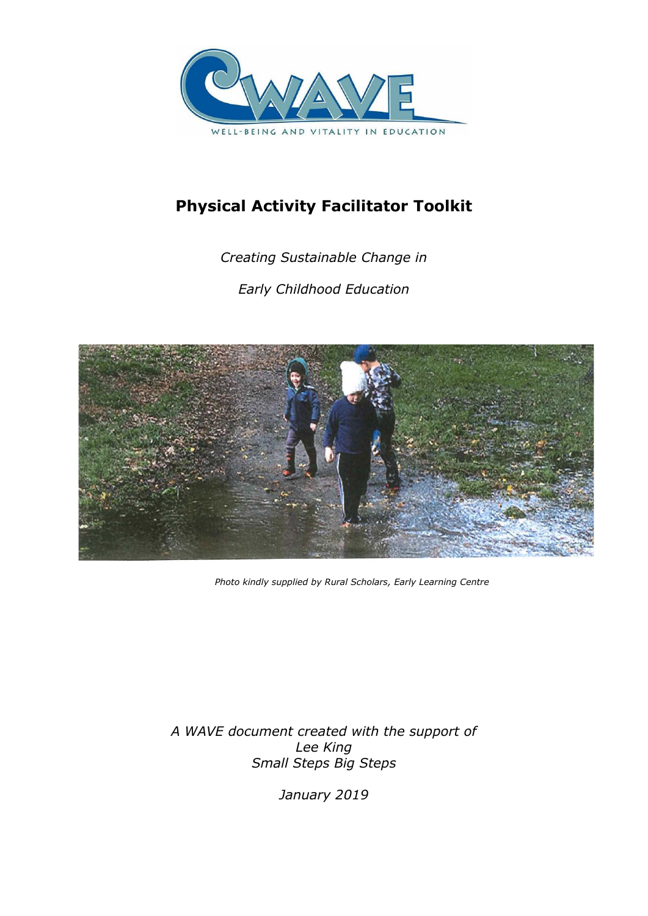WAVE

WELL-BEING AND VITALITY IN EDUCATION

# Physical Activity Facilitator Toolkit

*Creating Sustainable Change in*

*Early Childhood Education*

*Photo kindly supplied by Rural Scholars, Early Learning Centre*

*A WAVE document created with the support of*
*Lee King*
*Small Steps Big Steps*

*January 2019*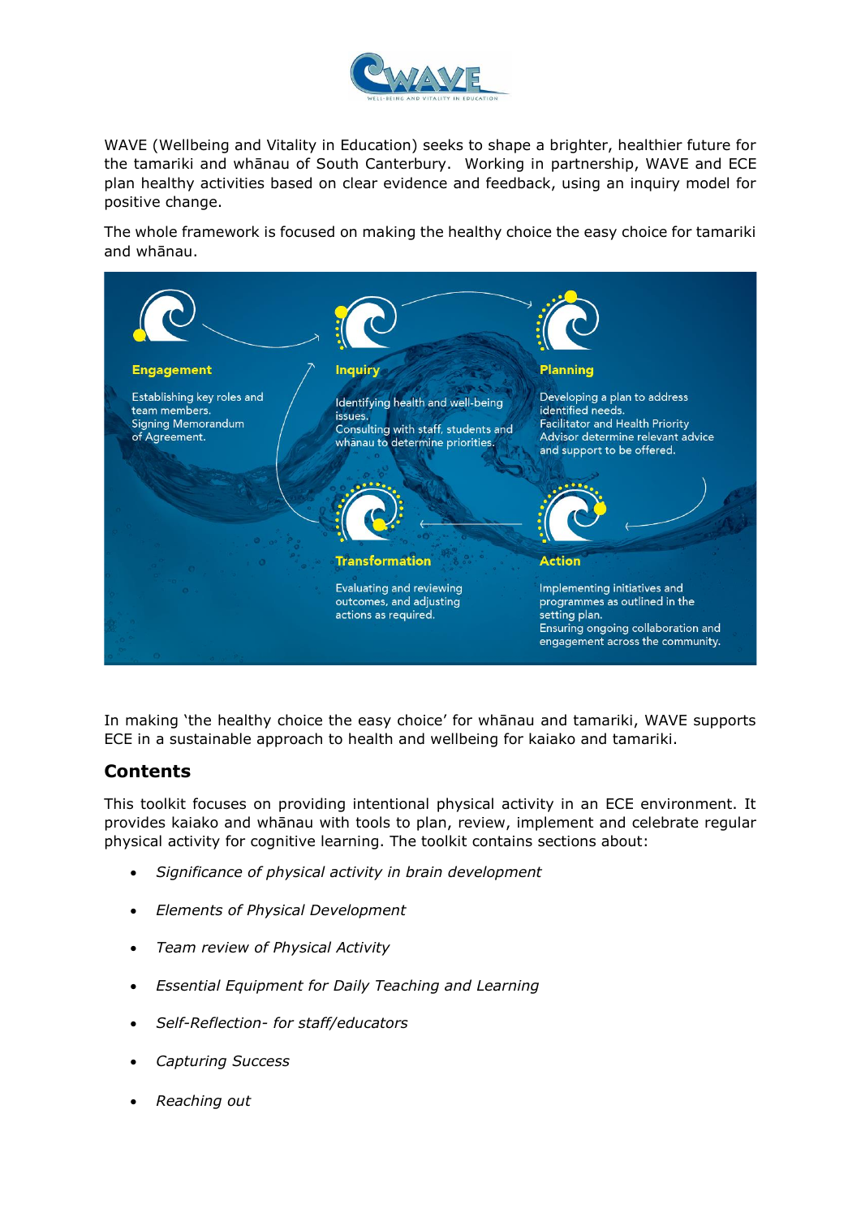WAVE (Wellbeing and Vitality in Education) seeks to shape a brighter, healthier future for the tamariki and whānau of South Canterbury. Working in partnership, WAVE and ECE plan healthy activities based on clear evidence and feedback, using an inquiry model for positive change.

The whole framework is focused on making the healthy choice the easy choice for tamariki and whānau.

**Engagement**

Establishing key roles and team members.
Signing Memorandum of Agreement.

**Inquiry**

Identifying health and well-being issues.
Consulting with staff, students and whanau to determine priorities.

**Planning**

Developing a plan to address identified needs.
Facilitator and Health Priority Advisor determine relevant advice and support to be offered.

**Action**

Implementing initiatives and programmes as outlined in the setting plan.
Ensuring ongoing collaboration and engagement across the community.

**Transformation**

Evaluating and reviewing outcomes, and adjusting actions as required.

In making 'the healthy choice the easy choice' for whānau and tamariki, WAVE supports ECE in a sustainable approach to health and wellbeing for kaiako and tamariki.

## Contents

This toolkit focuses on providing intentional physical activity in an ECE environment. It provides kaiako and whānau with tools to plan, review, implement and celebrate regular physical activity for cognitive learning. The toolkit contains sections about:

- *Significance of physical activity in brain development*
- *Elements of Physical Development*
- *Team review of Physical Activity*
- *Essential Equipment for Daily Teaching and Learning*
- *Self-Reflection- for staff/educators*
- *Capturing Success*
- *Reaching out*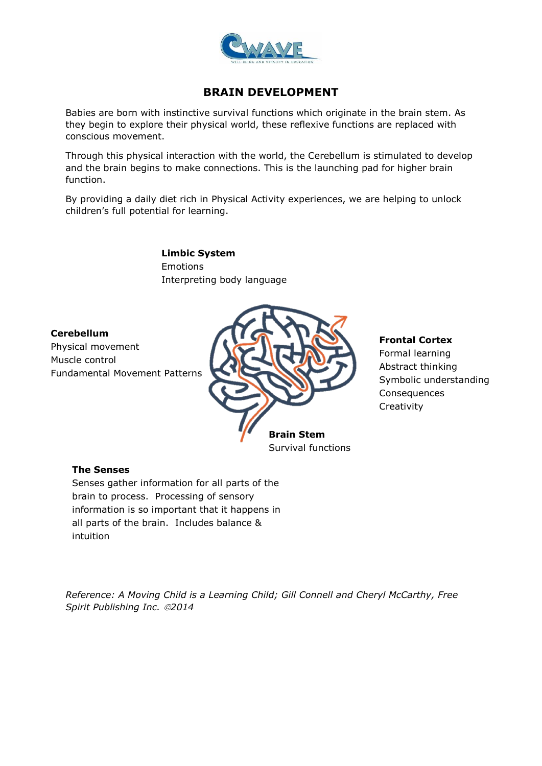# BRAIN DEVELOPMENT

Babies are born with instinctive survival functions which originate in the brain stem. As they begin to explore their physical world, these reflexive functions are replaced with conscious movement.

Through this physical interaction with the world, the Cerebellum is stimulated to develop and the brain begins to make connections. This is the launching pad for higher brain function.

By providing a daily diet rich in Physical Activity experiences, we are helping to unlock children's full potential for learning.

**Limbic System**
Emotions
Interpreting body language

**Cerebellum**
Physical movement
Muscle control
Fundamental Movement Patterns

**Frontal Cortex**
Formal learning
Abstract thinking
Symbolic understanding
Consequences
Creativity

**Brain Stem**
Survival functions

**The Senses**
Senses gather information for all parts of the brain to process. Processing of sensory information is so important that it happens in all parts of the brain. Includes balance & intuition

*Reference: A Moving Child is a Learning Child; Gill Connell and Cheryl McCarthy, Free Spirit Publishing Inc. ©2014*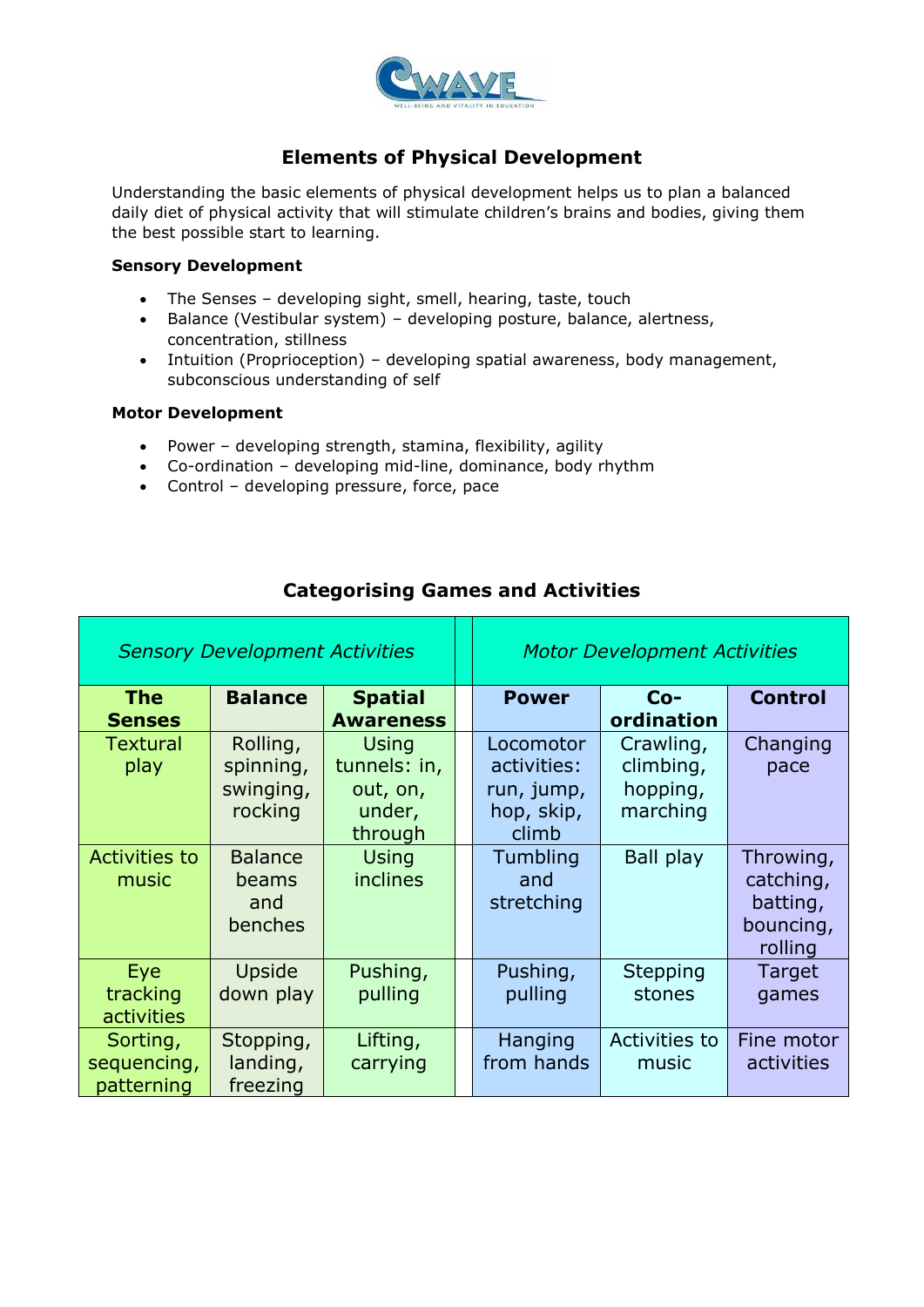## Elements of Physical Development

Understanding the basic elements of physical development helps us to plan a balanced daily diet of physical activity that will stimulate children's brains and bodies, giving them the best possible start to learning.

**Sensory Development**

- The Senses – developing sight, smell, hearing, taste, touch
- Balance (Vestibular system) – developing posture, balance, alertness, concentration, stillness
- Intuition (Proprioception) – developing spatial awareness, body management, subconscious understanding of self

**Motor Development**

- Power – developing strength, stamina, flexibility, agility
- Co-ordination – developing mid-line, dominance, body rhythm
- Control – developing pressure, force, pace

## Categorising Games and Activities

| *Sensory Development Activities* | | | | *Motor Development Activities* | | |
|---|---|---|---|---|---|---|
| **The Senses** | **Balance** | **Spatial Awareness** | | **Power** | **Co-ordination** | **Control** |
| Textural play | Rolling, spinning, swinging, rocking | Using tunnels: in, out, on, under, through | | Locomotor activities: run, jump, hop, skip, climb | Crawling, climbing, hopping, marching | Changing pace |
| Activities to music | Balance beams and benches | Using inclines | | Tumbling and stretching | Ball play | Throwing, catching, batting, bouncing, rolling |
| Eye tracking activities | Upside down play | Pushing, pulling | | Pushing, pulling | Stepping stones | Target games |
| Sorting, sequencing, patterning | Stopping, landing, freezing | Lifting, carrying | | Hanging from hands | Activities to music | Fine motor activities |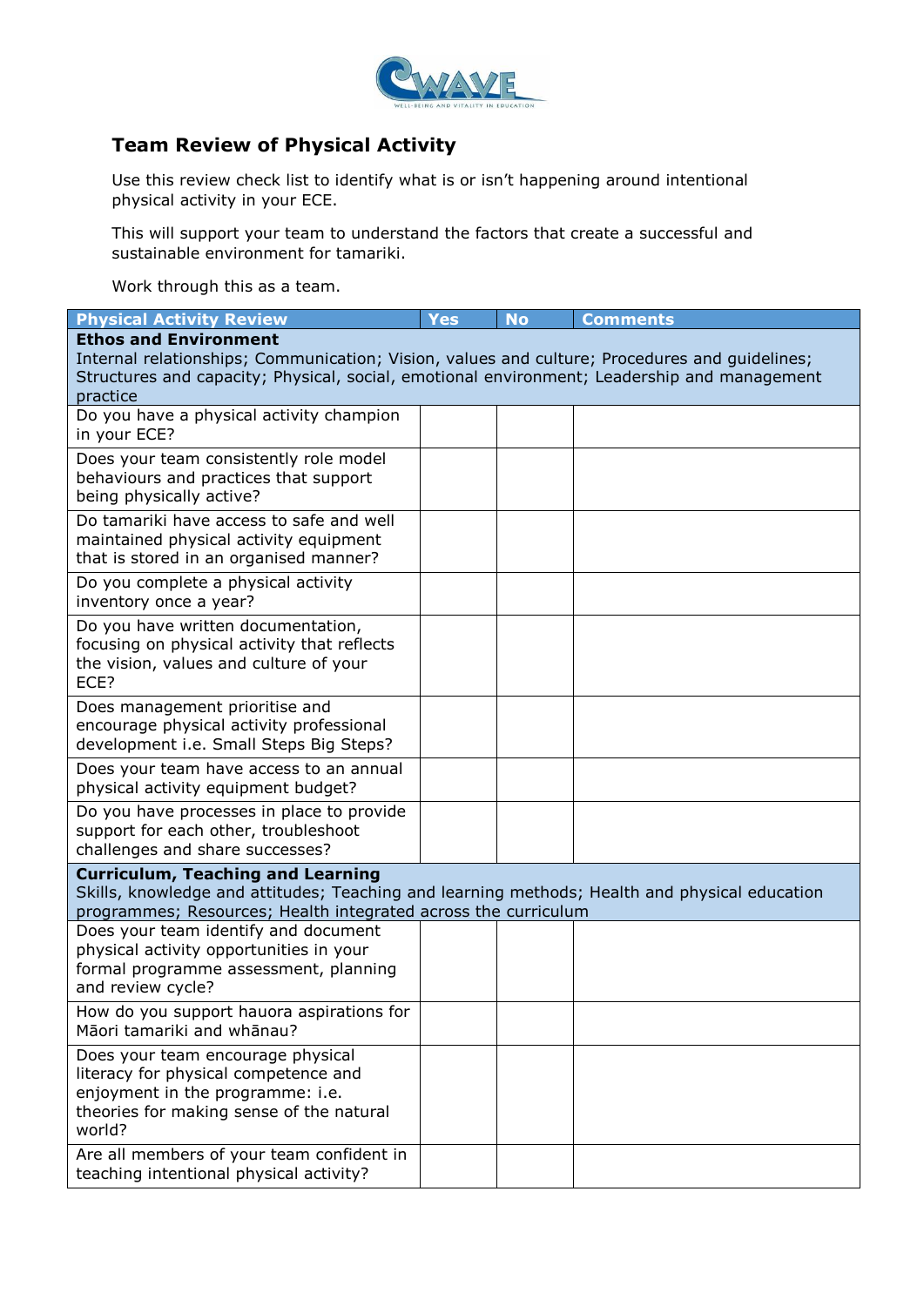## Team Review of Physical Activity

Use this review check list to identify what is or isn't happening around intentional physical activity in your ECE.

This will support your team to understand the factors that create a successful and sustainable environment for tamariki.

Work through this as a team.

| Physical Activity Review | Yes | No | Comments |
|---|---|---|---|
| **Ethos and Environment** Internal relationships; Communication; Vision, values and culture; Procedures and guidelines; Structures and capacity; Physical, social, emotional environment; Leadership and management practice | | | |
| Do you have a physical activity champion in your ECE? | | | |
| Does your team consistently role model behaviours and practices that support being physically active? | | | |
| Do tamariki have access to safe and well maintained physical activity equipment that is stored in an organised manner? | | | |
| Do you complete a physical activity inventory once a year? | | | |
| Do you have written documentation, focusing on physical activity that reflects the vision, values and culture of your ECE? | | | |
| Does management prioritise and encourage physical activity professional development i.e. Small Steps Big Steps? | | | |
| Does your team have access to an annual physical activity equipment budget? | | | |
| Do you have processes in place to provide support for each other, troubleshoot challenges and share successes? | | | |
| **Curriculum, Teaching and Learning** Skills, knowledge and attitudes; Teaching and learning methods; Health and physical education programmes; Resources; Health integrated across the curriculum | | | |
| Does your team identify and document physical activity opportunities in your formal programme assessment, planning and review cycle? | | | |
| How do you support hauora aspirations for Māori tamariki and whānau? | | | |
| Does your team encourage physical literacy for physical competence and enjoyment in the programme: i.e. theories for making sense of the natural world? | | | |
| Are all members of your team confident in teaching intentional physical activity? | | | |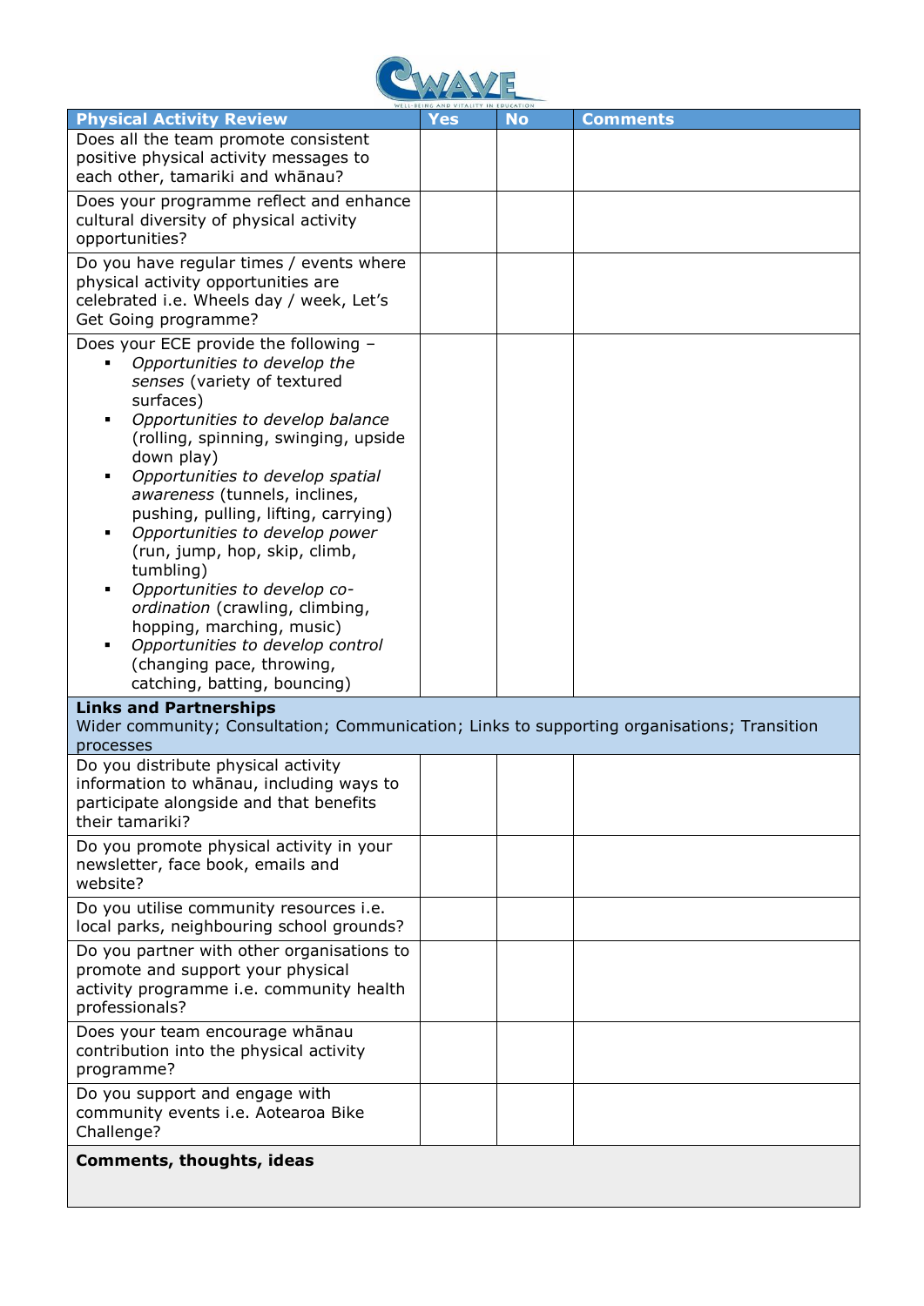| Physical Activity Review | Yes | No | Comments |
|---|---|---|---|
| Does all the team promote consistent positive physical activity messages to each other, tamariki and whānau? | | | |
| Does your programme reflect and enhance cultural diversity of physical activity opportunities? | | | |
| Do you have regular times / events where physical activity opportunities are celebrated i.e. Wheels day / week, Let's Get Going programme? | | | |
| Does your ECE provide the following – <br>▪ *Opportunities to develop the senses* (variety of textured surfaces) <br>▪ *Opportunities to develop balance* (rolling, spinning, swinging, upside down play) <br>▪ *Opportunities to develop spatial awareness* (tunnels, inclines, pushing, pulling, lifting, carrying) <br>▪ *Opportunities to develop power* (run, jump, hop, skip, climb, tumbling) <br>▪ *Opportunities to develop co-ordination* (crawling, climbing, hopping, marching, music) <br>▪ *Opportunities to develop control* (changing pace, throwing, catching, batting, bouncing) | | | |
| **Links and Partnerships** <br>Wider community; Consultation; Communication; Links to supporting organisations; Transition processes | | | |
| Do you distribute physical activity information to whānau, including ways to participate alongside and that benefits their tamariki? | | | |
| Do you promote physical activity in your newsletter, face book, emails and website? | | | |
| Do you utilise community resources i.e. local parks, neighbouring school grounds? | | | |
| Do you partner with other organisations to promote and support your physical activity programme i.e. community health professionals? | | | |
| Does your team encourage whānau contribution into the physical activity programme? | | | |
| Do you support and engage with community events i.e. Aotearoa Bike Challenge? | | | |
| **Comments, thoughts, ideas** | | | |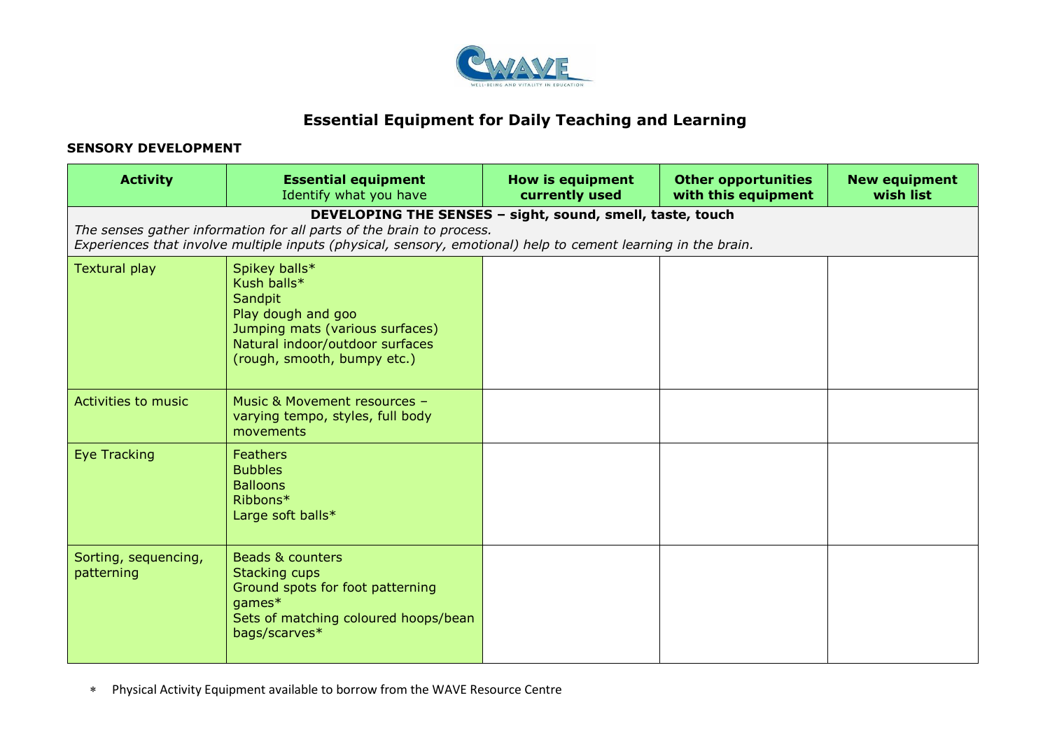# Essential Equipment for Daily Teaching and Learning

**SENSORY DEVELOPMENT**

| **Activity** | **Essential equipment** Identify what you have | **How is equipment currently used** | **Other opportunities with this equipment** | **New equipment wish list** |
|---|---|---|---|---|
| **DEVELOPING THE SENSES – sight, sound, smell, taste, touch** *The senses gather information for all parts of the brain to process. Experiences that involve multiple inputs (physical, sensory, emotional) help to cement learning in the brain.* | | | | |
| Textural play | Spikey balls*<br>Kush balls*<br>Sandpit<br>Play dough and goo<br>Jumping mats (various surfaces)<br>Natural indoor/outdoor surfaces (rough, smooth, bumpy etc.) | | | |
| Activities to music | Music & Movement resources – varying tempo, styles, full body movements | | | |
| Eye Tracking | Feathers<br>Bubbles<br>Balloons<br>Ribbons*<br>Large soft balls* | | | |
| Sorting, sequencing, patterning | Beads & counters<br>Stacking cups<br>Ground spots for foot patterning games*<br>Sets of matching coloured hoops/bean bags/scarves* | | | |

* Physical Activity Equipment available to borrow from the WAVE Resource Centre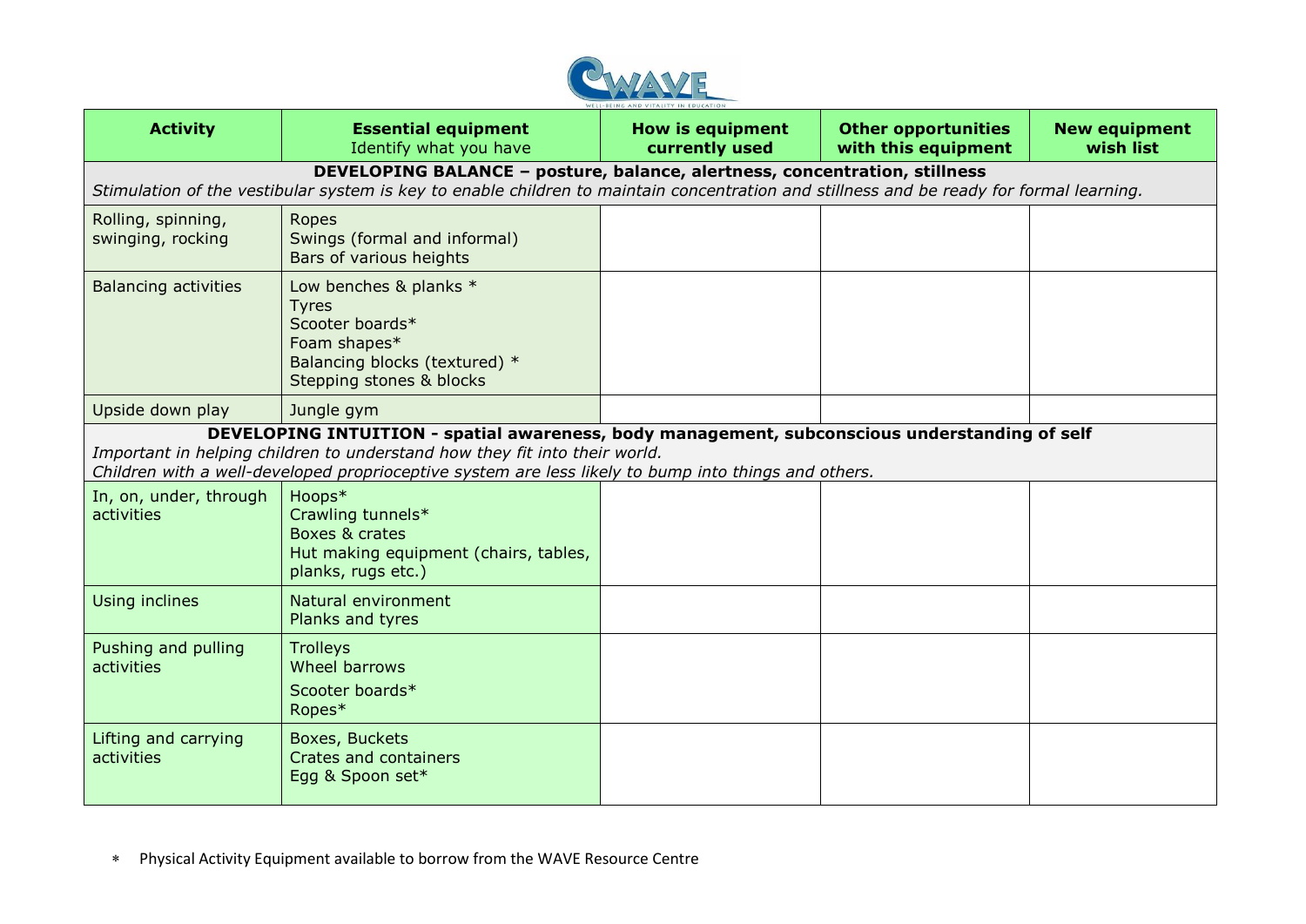| Activity | Essential equipment<br>Identify what you have | How is equipment currently used | Other opportunities with this equipment | New equipment wish list |
|---|---|---|---|---|
| **DEVELOPING BALANCE – posture, balance, alertness, concentration, stillness**<br>*Stimulation of the vestibular system is key to enable children to maintain concentration and stillness and be ready for formal learning.* | | | | |
| Rolling, spinning, swinging, rocking | Ropes<br>Swings (formal and informal)<br>Bars of various heights | | | |
| Balancing activities | Low benches & planks *<br>Tyres<br>Scooter boards*<br>Foam shapes*<br>Balancing blocks (textured) *<br>Stepping stones & blocks | | | |
| Upside down play | Jungle gym | | | |
| **DEVELOPING INTUITION - spatial awareness, body management, subconscious understanding of self**<br>*Important in helping children to understand how they fit into their world.*<br>*Children with a well-developed proprioceptive system are less likely to bump into things and others.* | | | | |
| In, on, under, through activities | Hoops*<br>Crawling tunnels*<br>Boxes & crates<br>Hut making equipment (chairs, tables, planks, rugs etc.) | | | |
| Using inclines | Natural environment<br>Planks and tyres | | | |
| Pushing and pulling activities | Trolleys<br>Wheel barrows<br>Scooter boards*<br>Ropes* | | | |
| Lifting and carrying activities | Boxes, Buckets<br>Crates and containers<br>Egg & Spoon set* | | | |

* Physical Activity Equipment available to borrow from the WAVE Resource Centre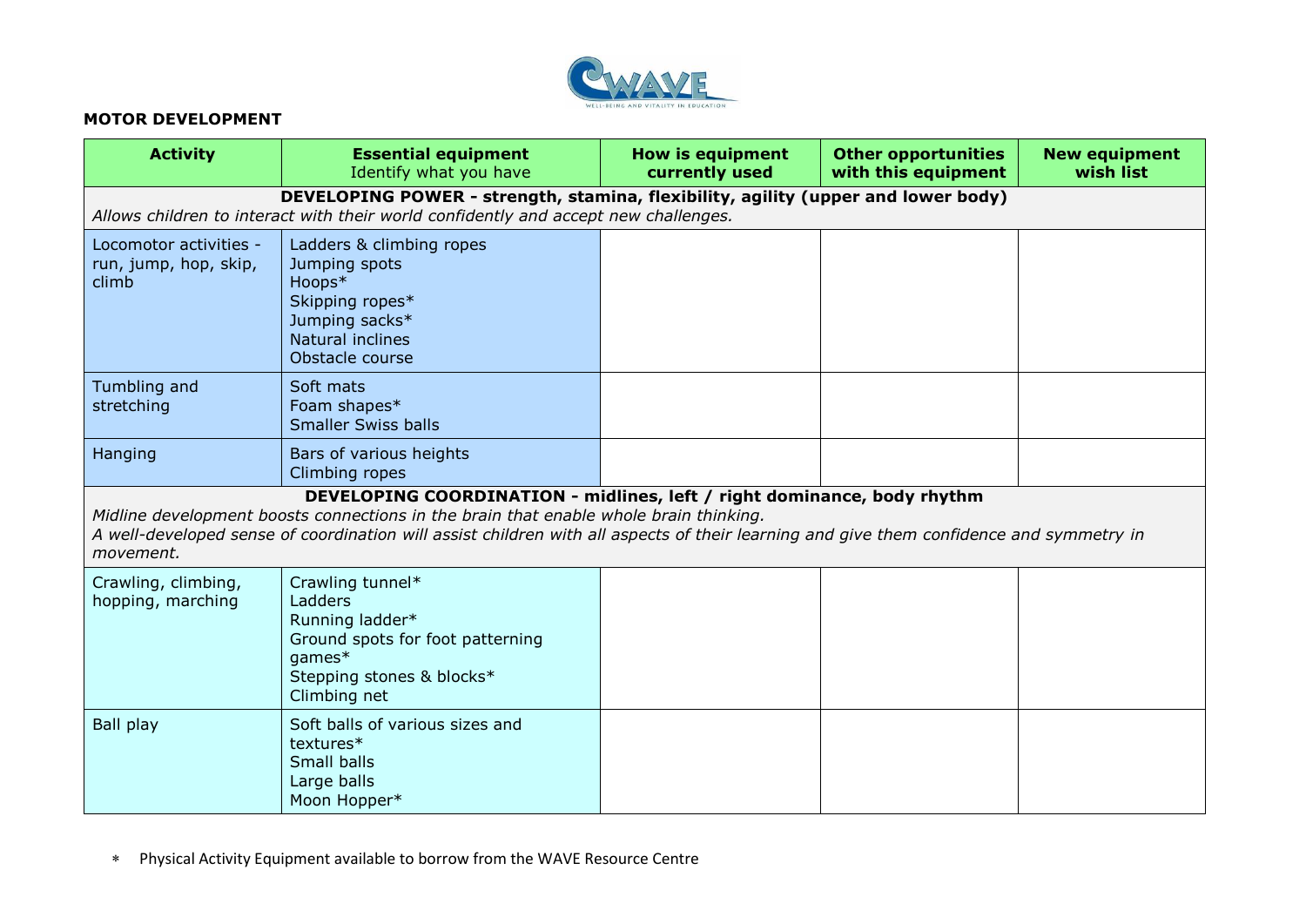**MOTOR DEVELOPMENT**

| Activity | Essential equipment<br>Identify what you have | How is equipment currently used | Other opportunities with this equipment | New equipment wish list |
|---|---|---|---|---|
| **DEVELOPING POWER - strength, stamina, flexibility, agility (upper and lower body)**<br>*Allows children to interact with their world confidently and accept new challenges.* | | | | |
| Locomotor activities - run, jump, hop, skip, climb | Ladders & climbing ropes<br>Jumping spots<br>Hoops*<br>Skipping ropes*<br>Jumping sacks*<br>Natural inclines<br>Obstacle course | | | |
| Tumbling and stretching | Soft mats<br>Foam shapes*<br>Smaller Swiss balls | | | |
| Hanging | Bars of various heights<br>Climbing ropes | | | |
| **DEVELOPING COORDINATION - midlines, left / right dominance, body rhythm**<br>*Midline development boosts connections in the brain that enable whole brain thinking.*<br>*A well-developed sense of coordination will assist children with all aspects of their learning and give them confidence and symmetry in movement.* | | | | |
| Crawling, climbing, hopping, marching | Crawling tunnel*<br>Ladders<br>Running ladder*<br>Ground spots for foot patterning games*<br>Stepping stones & blocks*<br>Climbing net | | | |
| Ball play | Soft balls of various sizes and textures*<br>Small balls<br>Large balls<br>Moon Hopper* | | | |

* Physical Activity Equipment available to borrow from the WAVE Resource Centre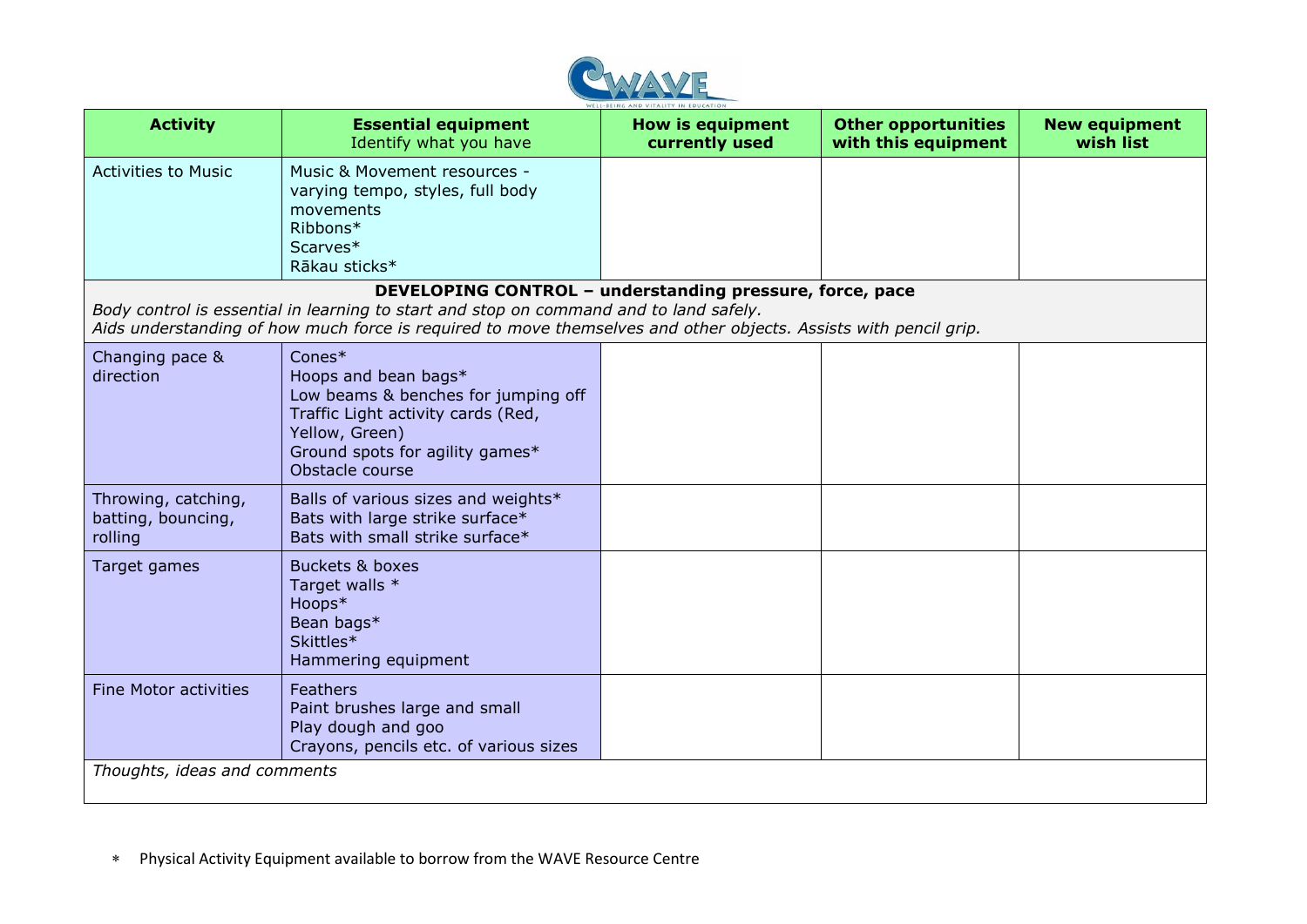| Activity | Essential equipment<br>Identify what you have | How is equipment currently used | Other opportunities with this equipment | New equipment wish list |
|---|---|---|---|---|
| Activities to Music | Music & Movement resources - varying tempo, styles, full body movements<br>Ribbons*<br>Scarves*<br>Rākau sticks* | | | |
| **DEVELOPING CONTROL – understanding pressure, force, pace**<br>*Body control is essential in learning to start and stop on command and to land safely.*<br>*Aids understanding of how much force is required to move themselves and other objects. Assists with pencil grip.* | | | | |
| Changing pace & direction | Cones*<br>Hoops and bean bags*<br>Low beams & benches for jumping off<br>Traffic Light activity cards (Red, Yellow, Green)<br>Ground spots for agility games*<br>Obstacle course | | | |
| Throwing, catching, batting, bouncing, rolling | Balls of various sizes and weights*<br>Bats with large strike surface*<br>Bats with small strike surface* | | | |
| Target games | Buckets & boxes<br>Target walls *<br>Hoops*<br>Bean bags*<br>Skittles*<br>Hammering equipment | | | |
| Fine Motor activities | Feathers<br>Paint brushes large and small<br>Play dough and goo<br>Crayons, pencils etc. of various sizes | | | |
| *Thoughts, ideas and comments* | | | | |

* Physical Activity Equipment available to borrow from the WAVE Resource Centre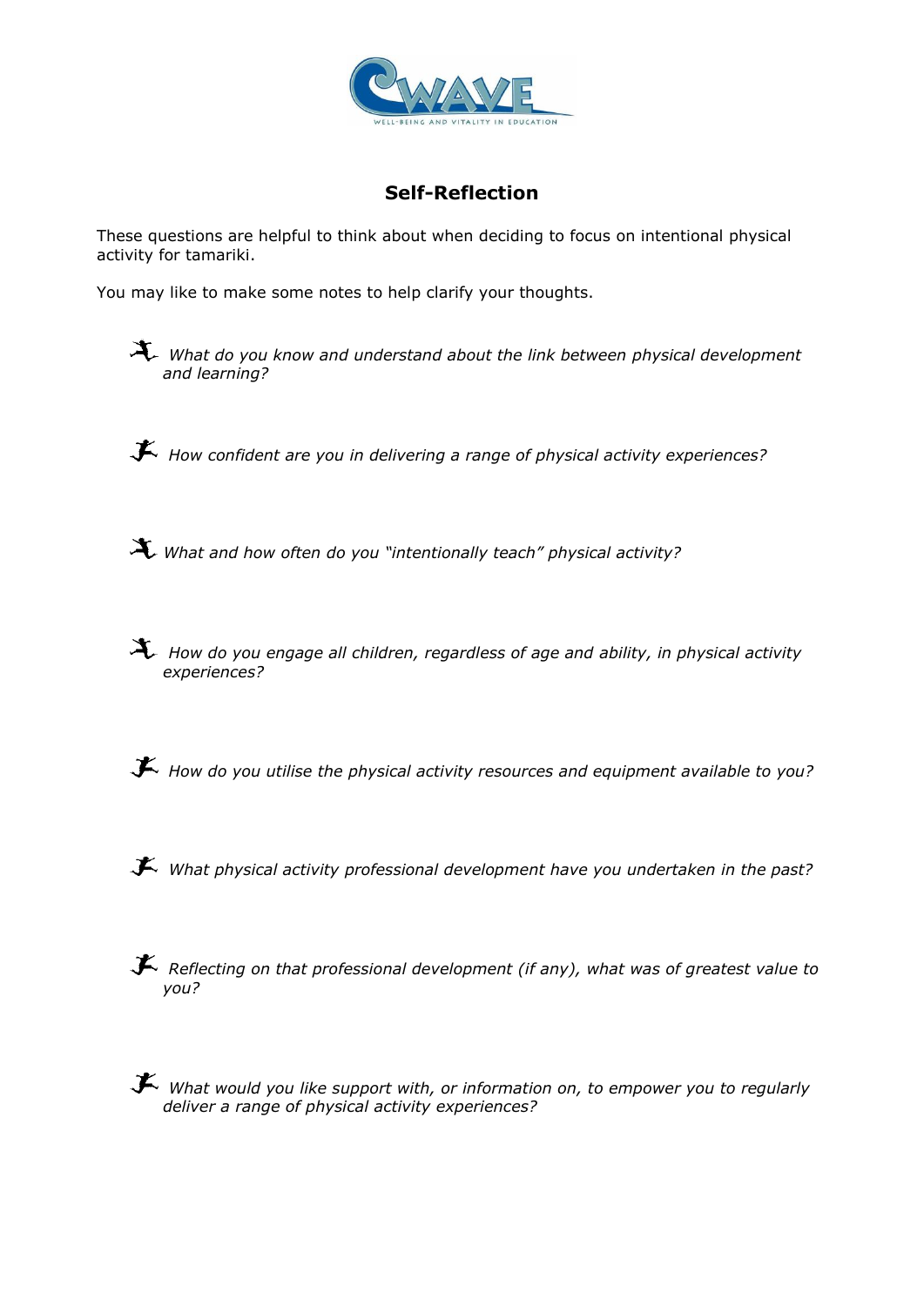# Self-Reflection

These questions are helpful to think about when deciding to focus on intentional physical activity for tamariki.

You may like to make some notes to help clarify your thoughts.

- *What do you know and understand about the link between physical development and learning?*

- *How confident are you in delivering a range of physical activity experiences?*

- *What and how often do you "intentionally teach" physical activity?*

- *How do you engage all children, regardless of age and ability, in physical activity experiences?*

- *How do you utilise the physical activity resources and equipment available to you?*

- *What physical activity professional development have you undertaken in the past?*

- *Reflecting on that professional development (if any), what was of greatest value to you?*

- *What would you like support with, or information on, to empower you to regularly deliver a range of physical activity experiences?*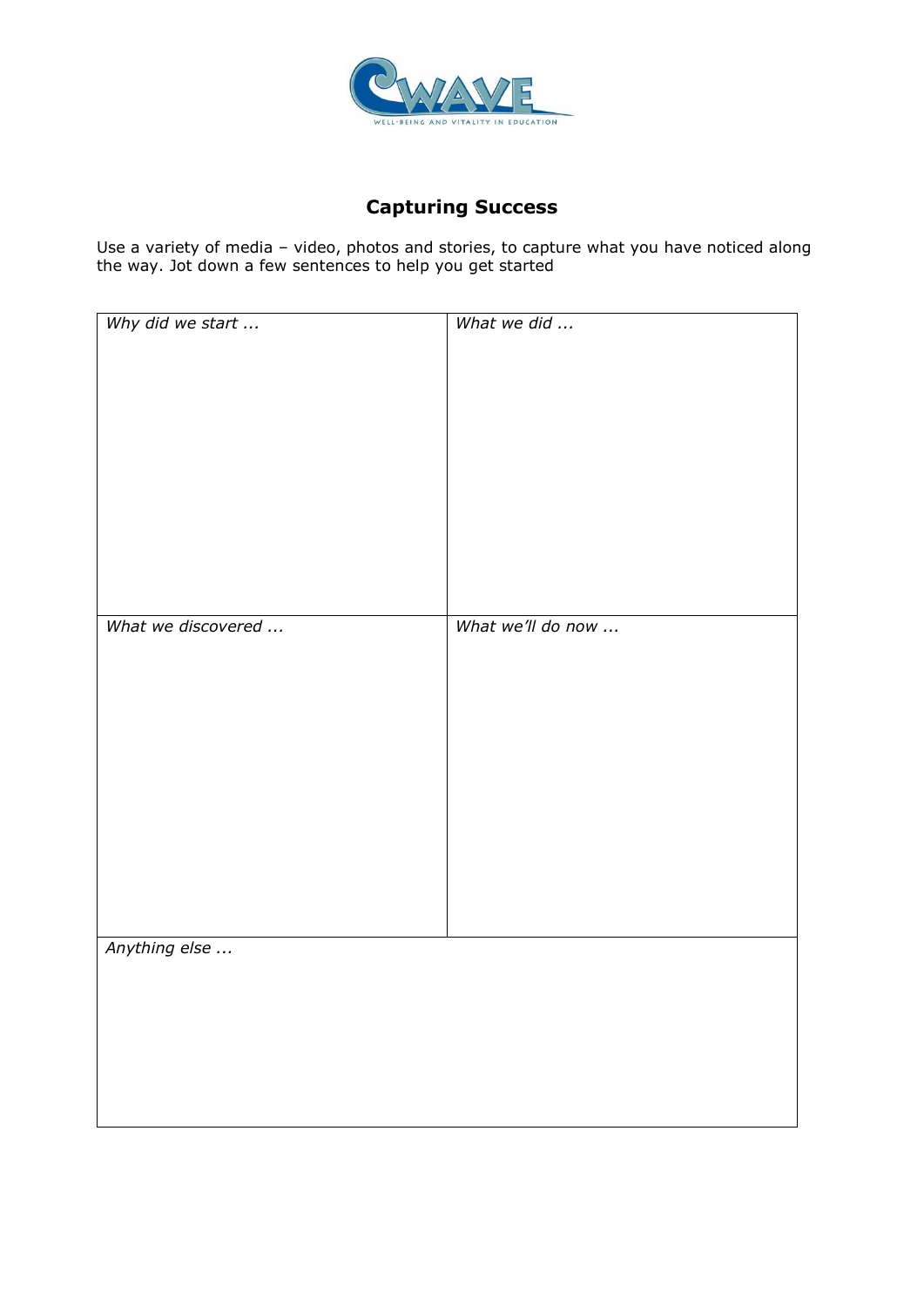# Capturing Success

Use a variety of media – video, photos and stories, to capture what you have noticed along the way. Jot down a few sentences to help you get started

| *Why did we start ...* | *What we did ...* |
| --- | --- |
| *What we discovered ...* | *What we'll do now ...* |
| *Anything else ...* | |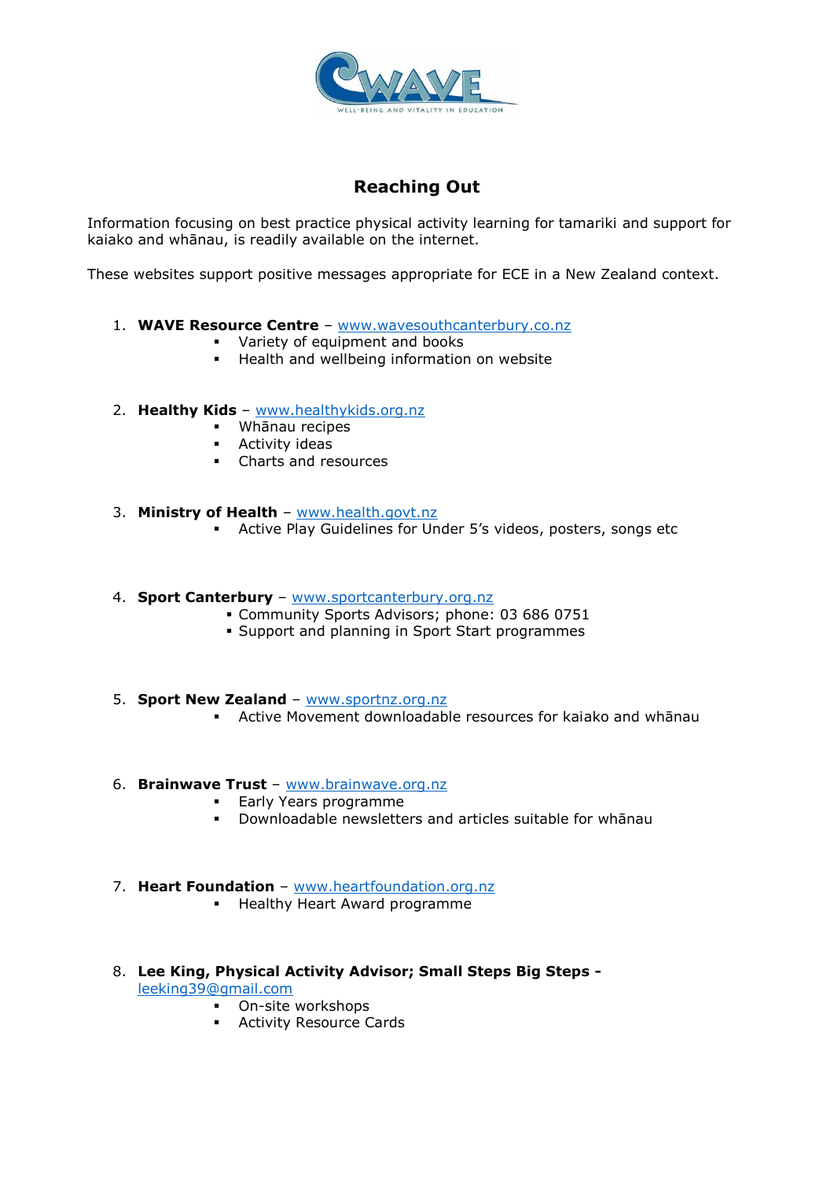WAVE

WELL-BEING AND VITALITY IN EDUCATION

# Reaching Out

Information focusing on best practice physical activity learning for tamariki and support for kaiako and whānau, is readily available on the internet.

These websites support positive messages appropriate for ECE in a New Zealand context.

1. **WAVE Resource Centre** – www.wavesouthcanterbury.co.nz
   - Variety of equipment and books
   - Health and wellbeing information on website

2. **Healthy Kids** – www.healthykids.org.nz
   - Whānau recipes
   - Activity ideas
   - Charts and resources

3. **Ministry of Health** – www.health.govt.nz
   - Active Play Guidelines for Under 5's videos, posters, songs etc

4. **Sport Canterbury** – www.sportcanterbury.org.nz
   - Community Sports Advisors; phone: 03 686 0751
   - Support and planning in Sport Start programmes

5. **Sport New Zealand** – www.sportnz.org.nz
   - Active Movement downloadable resources for kaiako and whānau

6. **Brainwave Trust** – www.brainwave.org.nz
   - Early Years programme
   - Downloadable newsletters and articles suitable for whānau

7. **Heart Foundation** – www.heartfoundation.org.nz
   - Healthy Heart Award programme

8. **Lee King, Physical Activity Advisor; Small Steps Big Steps -** leeking39@gmail.com
   - On-site workshops
   - Activity Resource Cards